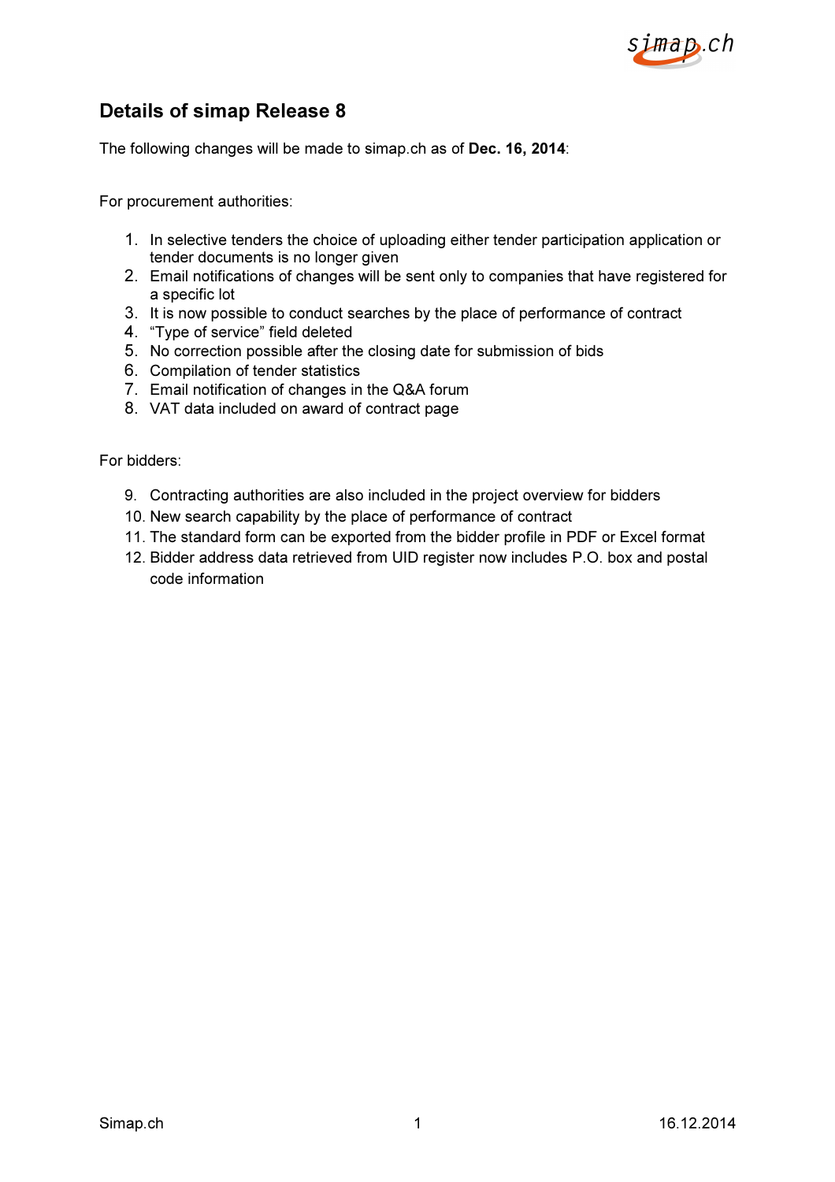# Details of simap Release 8

The following changes will be made to simap.ch as of **Dec. 16, 2014**:

For procurement authorities:

1. In selective tenders the choice of uploading either tender participation application or tender documents is no longer given
2. Email notifications of changes will be sent only to companies that have registered for a specific lot
3. It is now possible to conduct searches by the place of performance of contract
4. "Type of service" field deleted
5. No correction possible after the closing date for submission of bids
6. Compilation of tender statistics
7. Email notification of changes in the Q&A forum
8. VAT data included on award of contract page

For bidders:

9. Contracting authorities are also included in the project overview for bidders
10. New search capability by the place of performance of contract
11. The standard form can be exported from the bidder profile in PDF or Excel format
12. Bidder address data retrieved from UID register now includes P.O. box and postal code information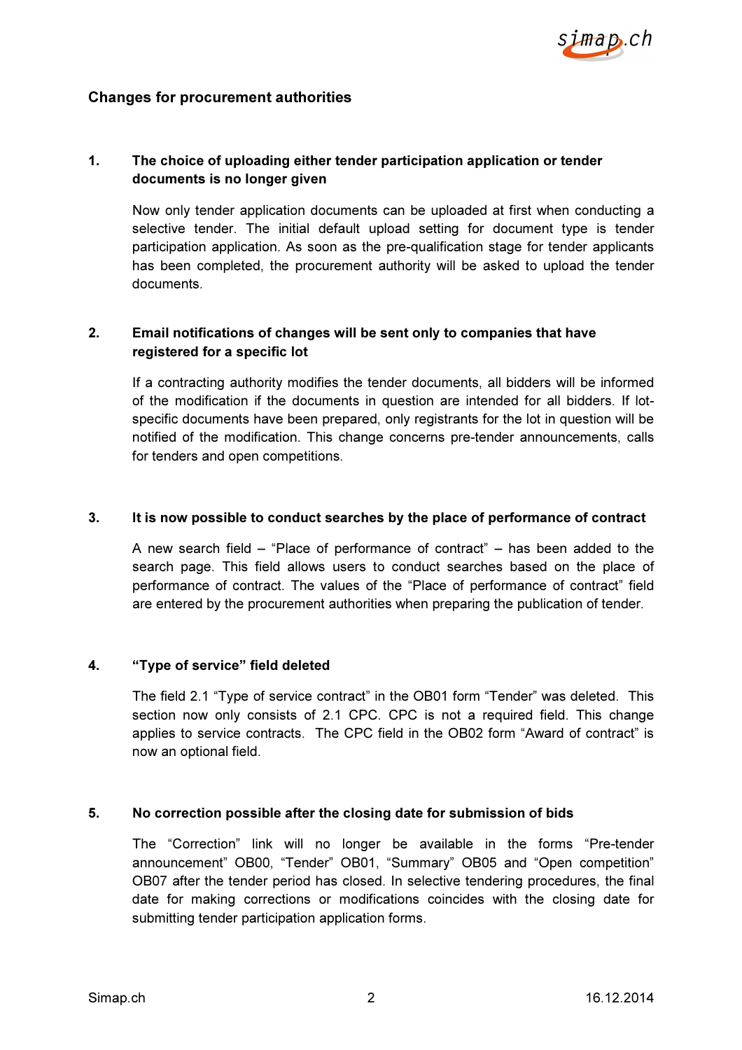## Changes for procurement authorities

### 1. The choice of uploading either tender participation application or tender documents is no longer given

Now only tender application documents can be uploaded at first when conducting a selective tender. The initial default upload setting for document type is tender participation application. As soon as the pre-qualification stage for tender applicants has been completed, the procurement authority will be asked to upload the tender documents.

### 2. Email notifications of changes will be sent only to companies that have registered for a specific lot

If a contracting authority modifies the tender documents, all bidders will be informed of the modification if the documents in question are intended for all bidders. If lot-specific documents have been prepared, only registrants for the lot in question will be notified of the modification. This change concerns pre-tender announcements, calls for tenders and open competitions.

### 3. It is now possible to conduct searches by the place of performance of contract

A new search field – "Place of performance of contract" – has been added to the search page. This field allows users to conduct searches based on the place of performance of contract. The values of the "Place of performance of contract" field are entered by the procurement authorities when preparing the publication of tender.

### 4. "Type of service" field deleted

The field 2.1 "Type of service contract" in the OB01 form "Tender" was deleted. This section now only consists of 2.1 CPC. CPC is not a required field. This change applies to service contracts. The CPC field in the OB02 form "Award of contract" is now an optional field.

### 5. No correction possible after the closing date for submission of bids

The "Correction" link will no longer be available in the forms "Pre-tender announcement" OB00, "Tender" OB01, "Summary" OB05 and "Open competition" OB07 after the tender period has closed. In selective tendering procedures, the final date for making corrections or modifications coincides with the closing date for submitting tender participation application forms.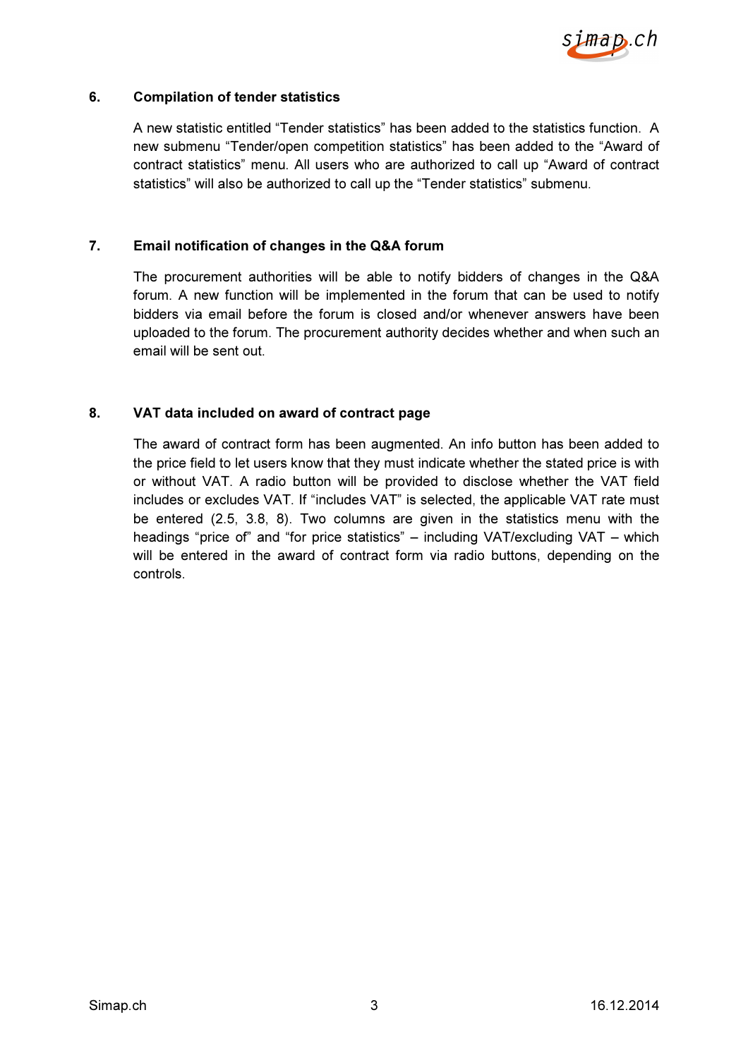## 6. Compilation of tender statistics

A new statistic entitled “Tender statistics” has been added to the statistics function. A new submenu “Tender/open competition statistics” has been added to the “Award of contract statistics” menu. All users who are authorized to call up “Award of contract statistics” will also be authorized to call up the “Tender statistics” submenu.

## 7. Email notification of changes in the Q&A forum

The procurement authorities will be able to notify bidders of changes in the Q&A forum. A new function will be implemented in the forum that can be used to notify bidders via email before the forum is closed and/or whenever answers have been uploaded to the forum. The procurement authority decides whether and when such an email will be sent out.

## 8. VAT data included on award of contract page

The award of contract form has been augmented. An info button has been added to the price field to let users know that they must indicate whether the stated price is with or without VAT. A radio button will be provided to disclose whether the VAT field includes or excludes VAT. If “includes VAT” is selected, the applicable VAT rate must be entered (2.5, 3.8, 8). Two columns are given in the statistics menu with the headings “price of” and “for price statistics” – including VAT/excluding VAT – which will be entered in the award of contract form via radio buttons, depending on the controls.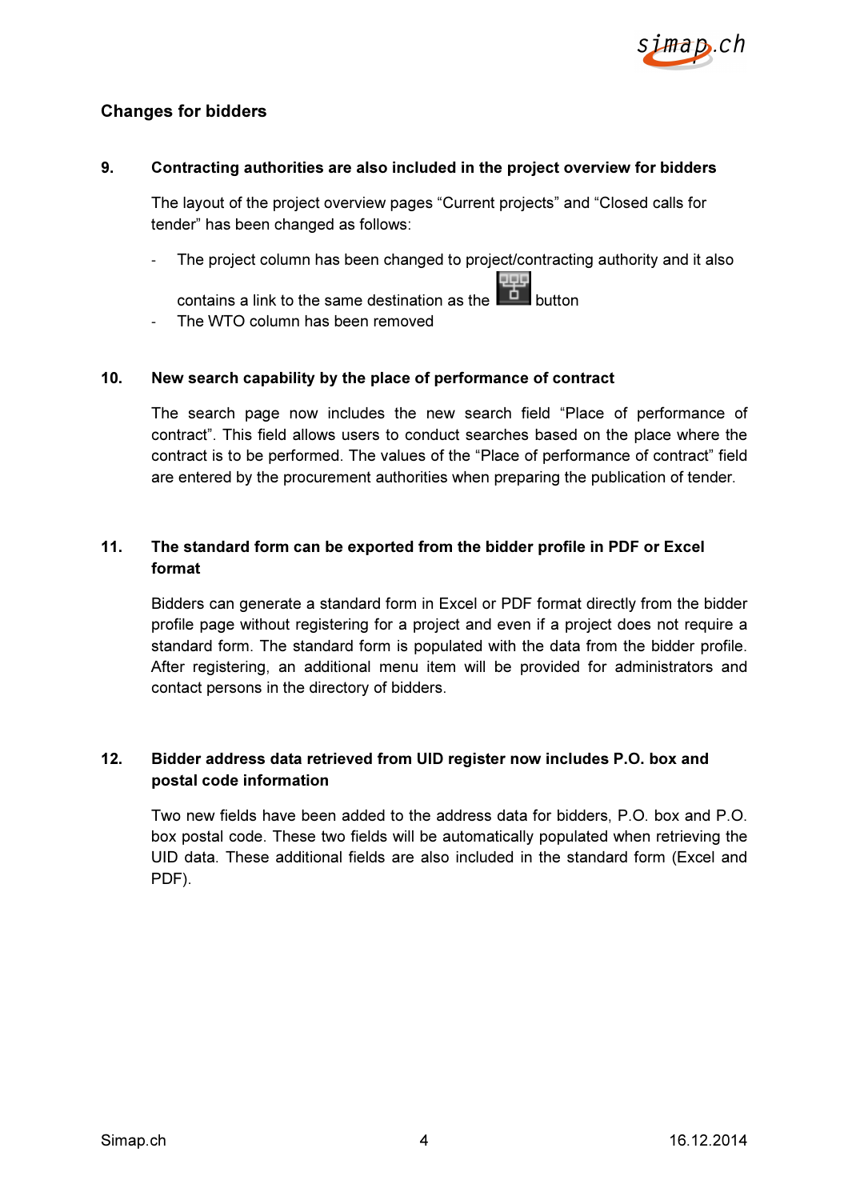## Changes for bidders

### 9. Contracting authorities are also included in the project overview for bidders

The layout of the project overview pages “Current projects” and “Closed calls for tender” has been changed as follows:

- The project column has been changed to project/contracting authority and it also contains a link to the same destination as the button
- The WTO column has been removed

### 10. New search capability by the place of performance of contract

The search page now includes the new search field “Place of performance of contract”. This field allows users to conduct searches based on the place where the contract is to be performed. The values of the “Place of performance of contract” field are entered by the procurement authorities when preparing the publication of tender.

### 11. The standard form can be exported from the bidder profile in PDF or Excel format

Bidders can generate a standard form in Excel or PDF format directly from the bidder profile page without registering for a project and even if a project does not require a standard form. The standard form is populated with the data from the bidder profile. After registering, an additional menu item will be provided for administrators and contact persons in the directory of bidders.

### 12. Bidder address data retrieved from UID register now includes P.O. box and postal code information

Two new fields have been added to the address data for bidders, P.O. box and P.O. box postal code. These two fields will be automatically populated when retrieving the UID data. These additional fields are also included in the standard form (Excel and PDF).